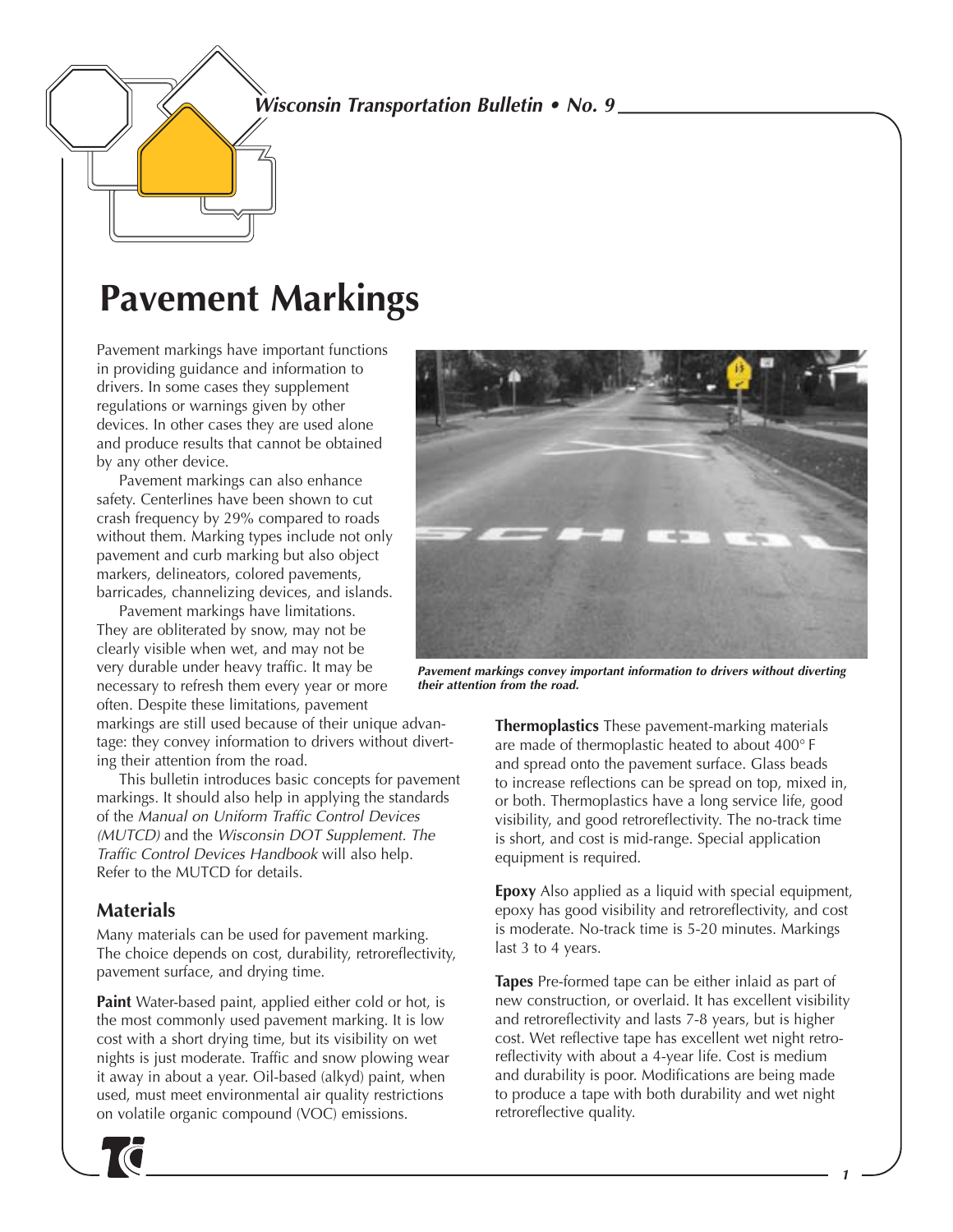# Pavement Markings

Pavement markings have important functions in providing guidance and information to drivers. In some cases they supplement regulations or warnings given by other devices. In other cases they are used alone and produce results that cannot be obtained by any other device.

Pavement markings can also enhance safety. Centerlines have been shown to cut crash frequency by 29% compared to roads without them. Marking types include not only pavement and curb marking but also object markers, delineators, colored pavements, barricades, channelizing devices, and islands.

Pavement markings have limitations. They are obliterated by snow, may not be clearly visible when wet, and may not be very durable under heavy traffic. It may be necessary to refresh them every year or more often. Despite these limitations, pavement markings are still used because of their unique advantage: they convey information to drivers without diverting their attention from the road.

This bulletin introduces basic concepts for pavement markings. It should also help in applying the standards of the *Manual on Uniform Traffic Control Devices (MUTCD)* and the *Wisconsin DOT Supplement. The Traffic Control Devices Handbook* will also help. Refer to the MUTCD for details.

## Materials

Many materials can be used for pavement marking. The choice depends on cost, durability, retroreflectivity, pavement surface, and drying time.

**Paint** Water-based paint, applied either cold or hot, is the most commonly used pavement marking. It is low cost with a short drying time, but its visibility on wet nights is just moderate. Traffic and snow plowing wear it away in about a year. Oil-based (alkyd) paint, when used, must meet environmental air quality restrictions on volatile organic compound (VOC) emissions.

***Pavement markings convey important information to drivers without diverting their attention from the road.***

**Thermoplastics** These pavement-marking materials are made of thermoplastic heated to about 400° F and spread onto the pavement surface. Glass beads to increase reflections can be spread on top, mixed in, or both. Thermoplastics have a long service life, good visibility, and good retroreflectivity. The no-track time is short, and cost is mid-range. Special application equipment is required.

**Epoxy** Also applied as a liquid with special equipment, epoxy has good visibility and retroreflectivity, and cost is moderate. No-track time is 5-20 minutes. Markings last 3 to 4 years.

**Tapes** Pre-formed tape can be either inlaid as part of new construction, or overlaid. It has excellent visibility and retroreflectivity and lasts 7-8 years, but is higher cost. Wet reflective tape has excellent wet night retroreflectivity with about a 4-year life. Cost is medium and durability is poor. Modifications are being made to produce a tape with both durability and wet night retroreflective quality.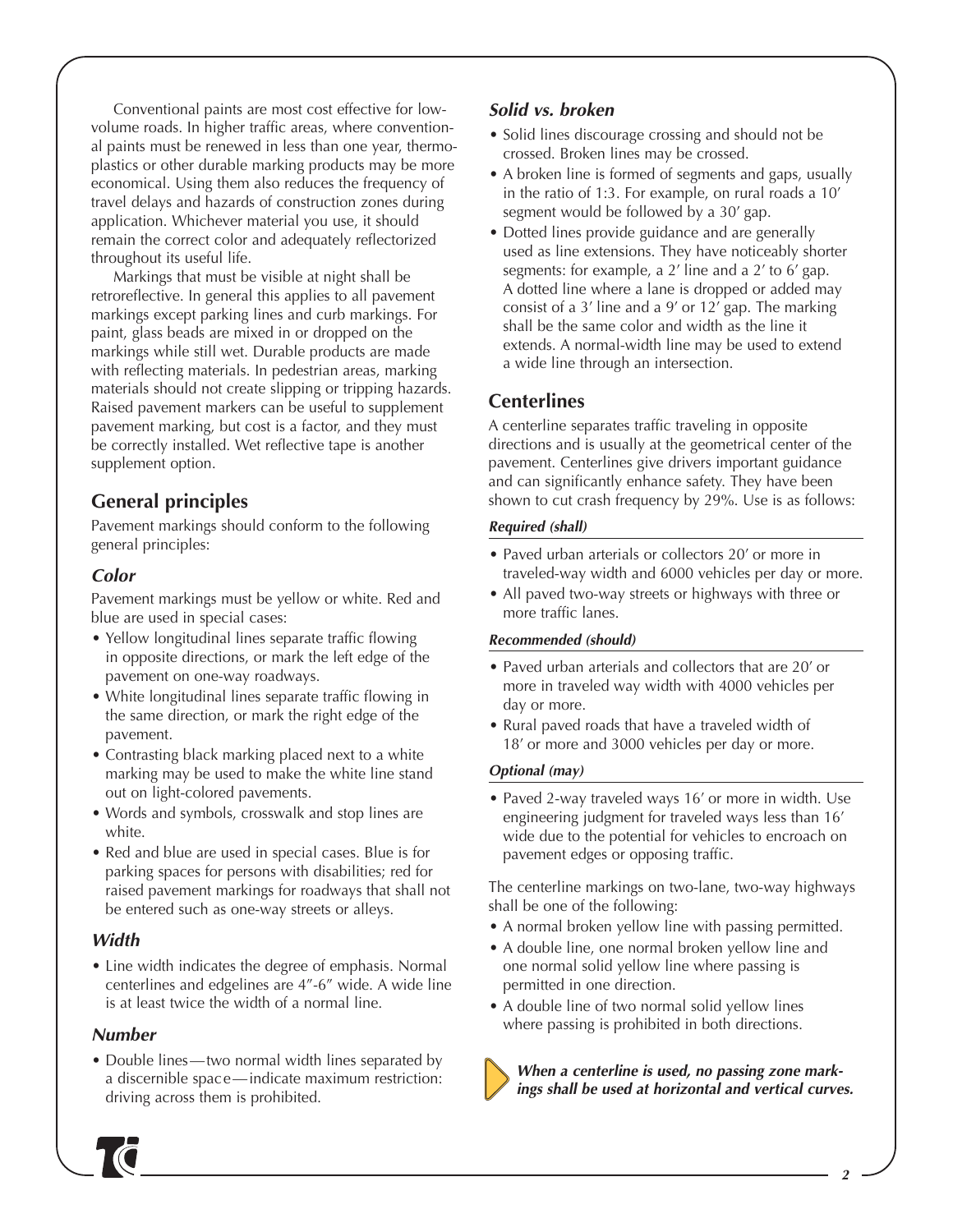Conventional paints are most cost effective for low-volume roads. In higher traffic areas, where conventional paints must be renewed in less than one year, thermoplastics or other durable marking products may be more economical. Using them also reduces the frequency of travel delays and hazards of construction zones during application. Whichever material you use, it should remain the correct color and adequately reflectorized throughout its useful life.

Markings that must be visible at night shall be retroreflective. In general this applies to all pavement markings except parking lines and curb markings. For paint, glass beads are mixed in or dropped on the markings while still wet. Durable products are made with reflecting materials. In pedestrian areas, marking materials should not create slipping or tripping hazards. Raised pavement markers can be useful to supplement pavement marking, but cost is a factor, and they must be correctly installed. Wet reflective tape is another supplement option.

## General principles

Pavement markings should conform to the following general principles:

### *Color*

Pavement markings must be yellow or white. Red and blue are used in special cases:

- Yellow longitudinal lines separate traffic flowing in opposite directions, or mark the left edge of the pavement on one-way roadways.
- White longitudinal lines separate traffic flowing in the same direction, or mark the right edge of the pavement.
- Contrasting black marking placed next to a white marking may be used to make the white line stand out on light-colored pavements.
- Words and symbols, crosswalk and stop lines are white.
- Red and blue are used in special cases. Blue is for parking spaces for persons with disabilities; red for raised pavement markings for roadways that shall not be entered such as one-way streets or alleys.

### *Width*

- Line width indicates the degree of emphasis. Normal centerlines and edgelines are 4″-6″ wide. A wide line is at least twice the width of a normal line.

### *Number*

- Double lines—two normal width lines separated by a discernible space—indicate maximum restriction: driving across them is prohibited.

### *Solid vs. broken*

- Solid lines discourage crossing and should not be crossed. Broken lines may be crossed.
- A broken line is formed of segments and gaps, usually in the ratio of 1:3. For example, on rural roads a 10′ segment would be followed by a 30′ gap.
- Dotted lines provide guidance and are generally used as line extensions. They have noticeably shorter segments: for example, a 2′ line and a 2′ to 6′ gap. A dotted line where a lane is dropped or added may consist of a 3′ line and a 9′ or 12′ gap. The marking shall be the same color and width as the line it extends. A normal-width line may be used to extend a wide line through an intersection.

## Centerlines

A centerline separates traffic traveling in opposite directions and is usually at the geometrical center of the pavement. Centerlines give drivers important guidance and can significantly enhance safety. They have been shown to cut crash frequency by 29%. Use is as follows:

#### *Required (shall)*

- Paved urban arterials or collectors 20′ or more in traveled-way width and 6000 vehicles per day or more.
- All paved two-way streets or highways with three or more traffic lanes.

#### *Recommended (should)*

- Paved urban arterials and collectors that are 20′ or more in traveled way width with 4000 vehicles per day or more.
- Rural paved roads that have a traveled width of 18′ or more and 3000 vehicles per day or more.

#### *Optional (may)*

- Paved 2-way traveled ways 16′ or more in width. Use engineering judgment for traveled ways less than 16′ wide due to the potential for vehicles to encroach on pavement edges or opposing traffic.

The centerline markings on two-lane, two-way highways shall be one of the following:

- A normal broken yellow line with passing permitted.
- A double line, one normal broken yellow line and one normal solid yellow line where passing is permitted in one direction.
- A double line of two normal solid yellow lines where passing is prohibited in both directions.

***When a centerline is used, no passing zone markings shall be used at horizontal and vertical curves.***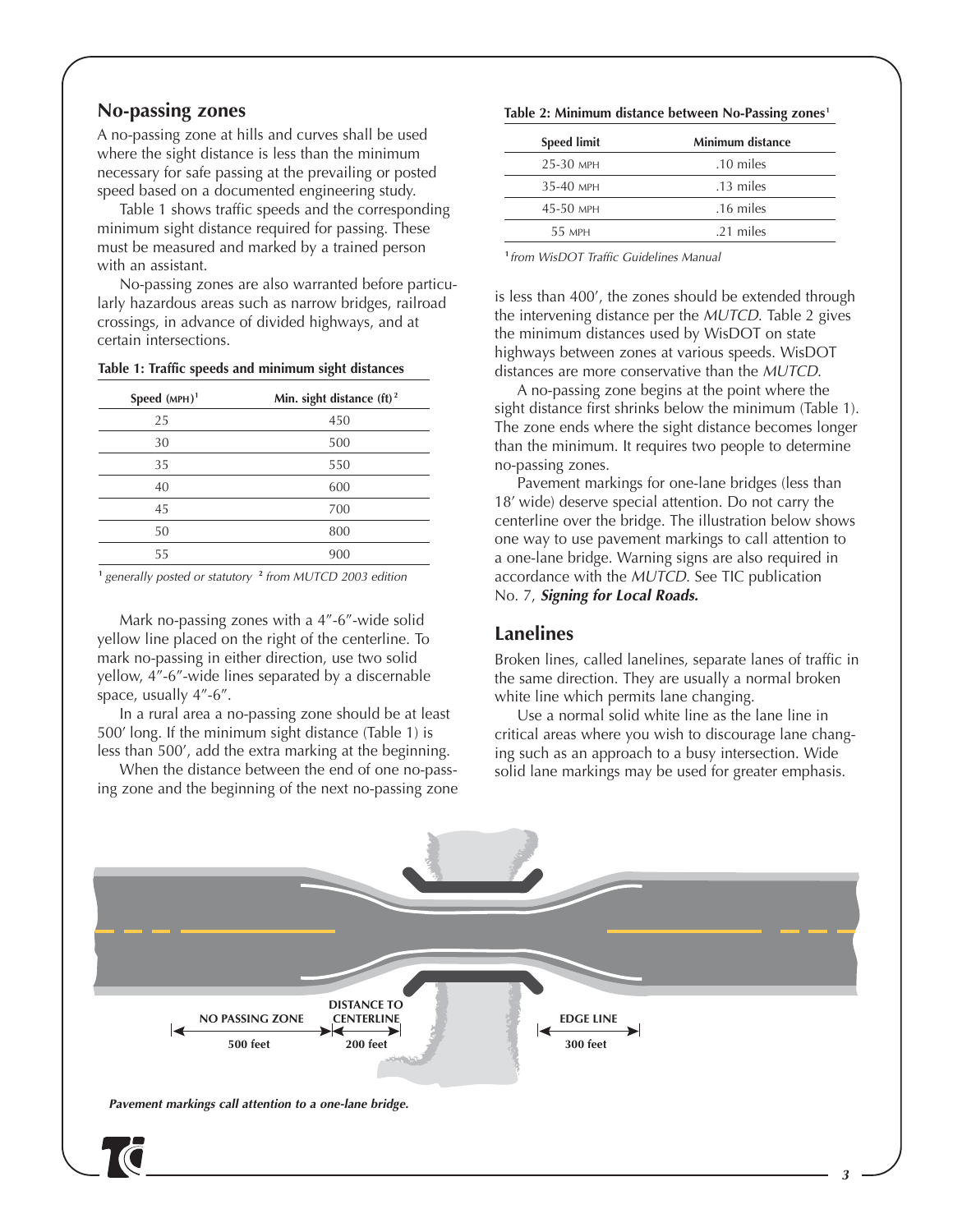## No-passing zones

A no-passing zone at hills and curves shall be used where the sight distance is less than the minimum necessary for safe passing at the prevailing or posted speed based on a documented engineering study.

Table 1 shows traffic speeds and the corresponding minimum sight distance required for passing. These must be measured and marked by a trained person with an assistant.

No-passing zones are also warranted before particularly hazardous areas such as narrow bridges, railroad crossings, in advance of divided highways, and at certain intersections.

**Table 1: Traffic speeds and minimum sight distances**

| Speed (MPH)[1] | Min. sight distance (ft)[2] |
|---|---|
| 25 | 450 |
| 30 | 500 |
| 35 | 550 |
| 40 | 600 |
| 45 | 700 |
| 50 | 800 |
| 55 | 900 |

[1] *generally posted or statutory* [2] *from MUTCD 2003 edition*

Mark no-passing zones with a 4″-6″-wide solid yellow line placed on the right of the centerline. To mark no-passing in either direction, use two solid yellow, 4″-6″-wide lines separated by a discernable space, usually 4″-6″.

In a rural area a no-passing zone should be at least 500′ long. If the minimum sight distance (Table 1) is less than 500′, add the extra marking at the beginning.

When the distance between the end of one no-passing zone and the beginning of the next no-passing zone is less than 400′, the zones should be extended through the intervening distance per the *MUTCD*. Table 2 gives the minimum distances used by WisDOT on state highways between zones at various speeds. WisDOT distances are more conservative than the *MUTCD*.

**Table 2: Minimum distance between No-Passing zones[1]**

| Speed limit | Minimum distance |
|---|---|
| 25-30 MPH | .10 miles |
| 35-40 MPH | .13 miles |
| 45-50 MPH | .16 miles |
| 55 MPH | .21 miles |

[1] *from WisDOT Traffic Guidelines Manual*

A no-passing zone begins at the point where the sight distance first shrinks below the minimum (Table 1). The zone ends where the sight distance becomes longer than the minimum. It requires two people to determine no-passing zones.

Pavement markings for one-lane bridges (less than 18′ wide) deserve special attention. Do not carry the centerline over the bridge. The illustration below shows one way to use pavement markings to call attention to a one-lane bridge. Warning signs are also required in accordance with the *MUTCD*. See TIC publication No. 7, ***Signing for Local Roads.***

## Lanelines

Broken lines, called lanelines, separate lanes of traffic in the same direction. They are usually a normal broken white line which permits lane changing.

Use a normal solid white line as the lane line in critical areas where you wish to discourage lane changing such as an approach to a busy intersection. Wide solid lane markings may be used for greater emphasis.

NO PASSING ZONE 500 feet | DISTANCE TO CENTERLINE 200 feet | EDGE LINE 300 feet

***Pavement markings call attention to a one-lane bridge.***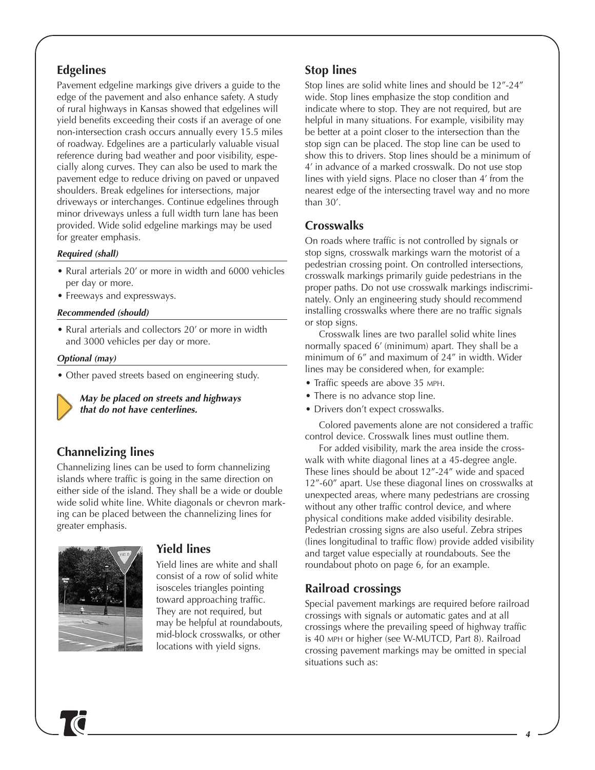## Edgelines

Pavement edgeline markings give drivers a guide to the edge of the pavement and also enhance safety. A study of rural highways in Kansas showed that edgelines will yield benefits exceeding their costs if an average of one non-intersection crash occurs annually every 15.5 miles of roadway. Edgelines are a particularly valuable visual reference during bad weather and poor visibility, especially along curves. They can also be used to mark the pavement edge to reduce driving on paved or unpaved shoulders. Break edgelines for intersections, major driveways or interchanges. Continue edgelines through minor driveways unless a full width turn lane has been provided. Wide solid edgeline markings may be used for greater emphasis.

***Required (shall)***

- Rural arterials 20′ or more in width and 6000 vehicles per day or more.
- Freeways and expressways.

***Recommended (should)***

- Rural arterials and collectors 20′ or more in width and 3000 vehicles per day or more.

***Optional (may)***

- Other paved streets based on engineering study.

***May be placed on streets and highways that do not have centerlines.***

## Channelizing lines

Channelizing lines can be used to form channelizing islands where traffic is going in the same direction on either side of the island. They shall be a wide or double wide solid white line. White diagonals or chevron marking can be placed between the channelizing lines for greater emphasis.

## Yield lines

Yield lines are white and shall consist of a row of solid white isosceles triangles pointing toward approaching traffic. They are not required, but may be helpful at roundabouts, mid-block crosswalks, or other locations with yield signs.

## Stop lines

Stop lines are solid white lines and should be 12″-24″ wide. Stop lines emphasize the stop condition and indicate where to stop. They are not required, but are helpful in many situations. For example, visibility may be better at a point closer to the intersection than the stop sign can be placed. The stop line can be used to show this to drivers. Stop lines should be a minimum of 4′ in advance of a marked crosswalk. Do not use stop lines with yield signs. Place no closer than 4′ from the nearest edge of the intersecting travel way and no more than 30′.

## Crosswalks

On roads where traffic is not controlled by signals or stop signs, crosswalk markings warn the motorist of a pedestrian crossing point. On controlled intersections, crosswalk markings primarily guide pedestrians in the proper paths. Do not use crosswalk markings indiscriminately. Only an engineering study should recommend installing crosswalks where there are no traffic signals or stop signs.

Crosswalk lines are two parallel solid white lines normally spaced 6′ (minimum) apart. They shall be a minimum of 6″ and maximum of 24″ in width. Wider lines may be considered when, for example:

- Traffic speeds are above 35 MPH.
- There is no advance stop line.
- Drivers don't expect crosswalks.

Colored pavements alone are not considered a traffic control device. Crosswalk lines must outline them.

For added visibility, mark the area inside the crosswalk with white diagonal lines at a 45-degree angle. These lines should be about 12″-24″ wide and spaced 12″-60″ apart. Use these diagonal lines on crosswalks at unexpected areas, where many pedestrians are crossing without any other traffic control device, and where physical conditions make added visibility desirable. Pedestrian crossing signs are also useful. Zebra stripes (lines longitudinal to traffic flow) provide added visibility and target value especially at roundabouts. See the roundabout photo on page 6, for an example.

## Railroad crossings

Special pavement markings are required before railroad crossings with signals or automatic gates and at all crossings where the prevailing speed of highway traffic is 40 MPH or higher (see W-MUTCD, Part 8). Railroad crossing pavement markings may be omitted in special situations such as: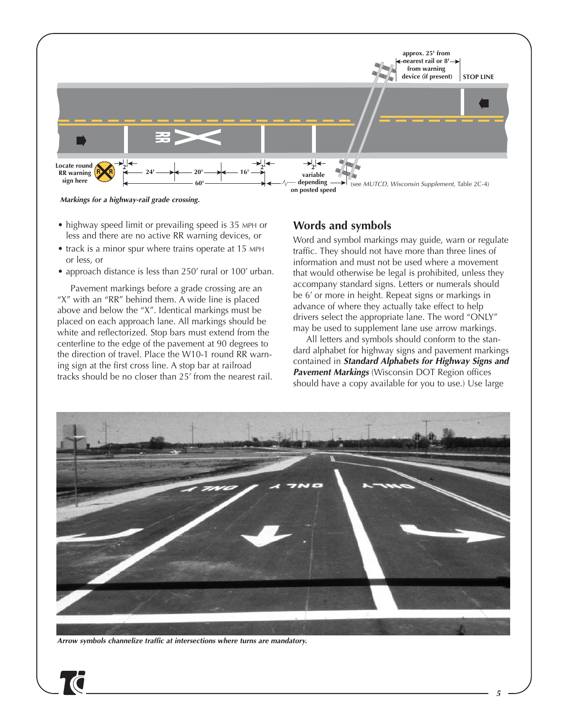*Markings for a highway-rail grade crossing.*

- highway speed limit or prevailing speed is 35 MPH or less and there are no active RR warning devices, or
- track is a minor spur where trains operate at 15 MPH or less, or
- approach distance is less than 250′ rural or 100′ urban.

Pavement markings before a grade crossing are an "X" with an "RR" behind them. A wide line is placed above and below the "X". Identical markings must be placed on each approach lane. All markings should be white and reflectorized. Stop bars must extend from the centerline to the edge of the pavement at 90 degrees to the direction of travel. Place the W10-1 round RR warning sign at the first cross line. A stop bar at railroad tracks should be no closer than 25′ from the nearest rail.

## Words and symbols

Word and symbol markings may guide, warn or regulate traffic. They should not have more than three lines of information and must not be used where a movement that would otherwise be legal is prohibited, unless they accompany standard signs. Letters or numerals should be 6′ or more in height. Repeat signs or markings in advance of where they actually take effect to help drivers select the appropriate lane. The word "ONLY" may be used to supplement lane use arrow markings.

All letters and symbols should conform to the standard alphabet for highway signs and pavement markings contained in ***Standard Alphabets for Highway Signs and Pavement Markings*** (Wisconsin DOT Region offices should have a copy available for you to use.) Use large

*Arrow symbols channelize traffic at intersections where turns are mandatory.*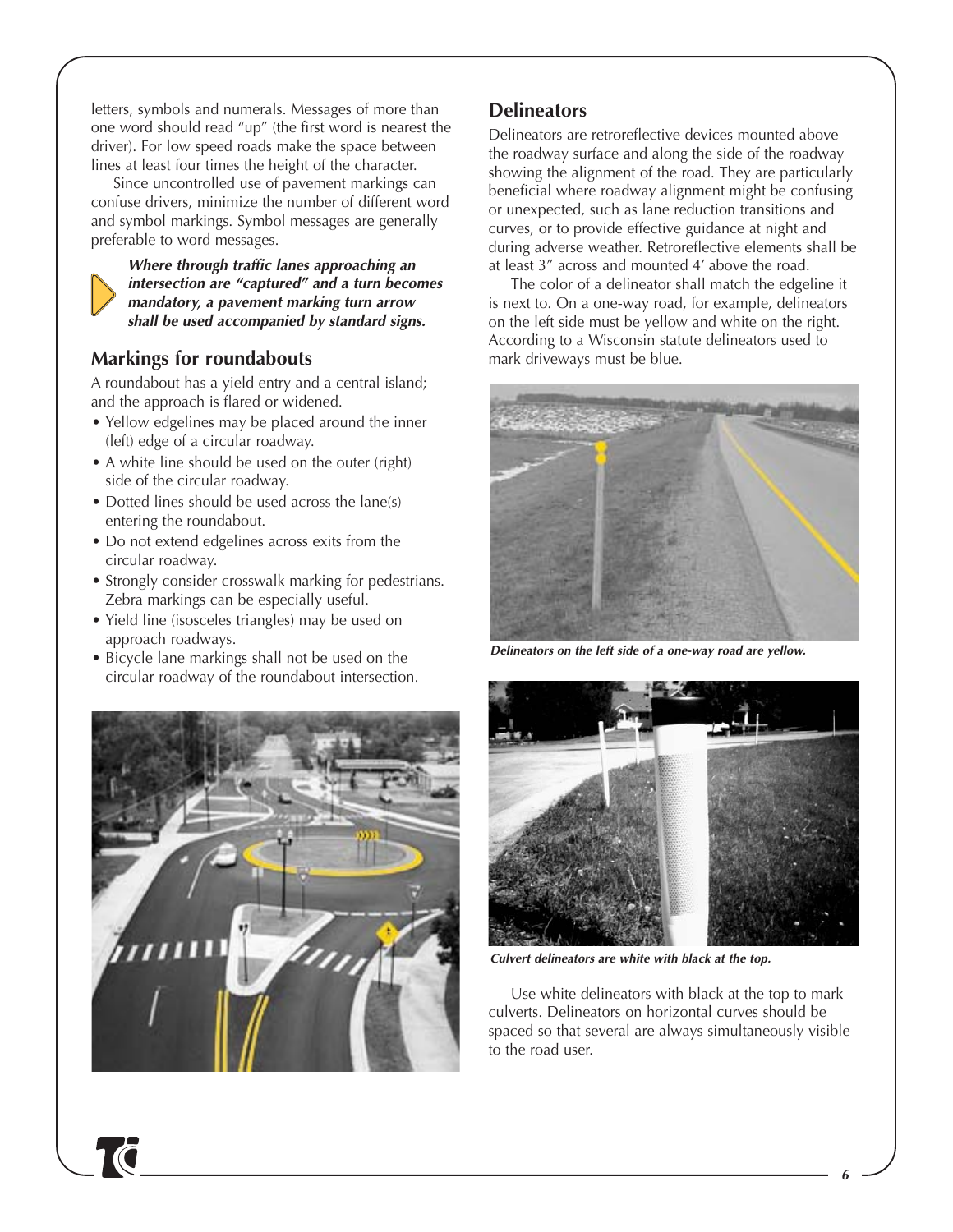letters, symbols and numerals. Messages of more than one word should read "up" (the first word is nearest the driver). For low speed roads make the space between lines at least four times the height of the character.

Since uncontrolled use of pavement markings can confuse drivers, minimize the number of different word and symbol markings. Symbol messages are generally preferable to word messages.

***Where through traffic lanes approaching an intersection are "captured" and a turn becomes mandatory, a pavement marking turn arrow shall be used accompanied by standard signs.***

## Markings for roundabouts

A roundabout has a yield entry and a central island; and the approach is flared or widened.

- Yellow edgelines may be placed around the inner (left) edge of a circular roadway.
- A white line should be used on the outer (right) side of the circular roadway.
- Dotted lines should be used across the lane(s) entering the roundabout.
- Do not extend edgelines across exits from the circular roadway.
- Strongly consider crosswalk marking for pedestrians. Zebra markings can be especially useful.
- Yield line (isosceles triangles) may be used on approach roadways.
- Bicycle lane markings shall not be used on the circular roadway of the roundabout intersection.

## Delineators

Delineators are retroreflective devices mounted above the roadway surface and along the side of the roadway showing the alignment of the road. They are particularly beneficial where roadway alignment might be confusing or unexpected, such as lane reduction transitions and curves, or to provide effective guidance at night and during adverse weather. Retroreflective elements shall be at least 3″ across and mounted 4′ above the road.

The color of a delineator shall match the edgeline it is next to. On a one-way road, for example, delineators on the left side must be yellow and white on the right. According to a Wisconsin statute delineators used to mark driveways must be blue.

*Delineators on the left side of a one-way road are yellow.*

*Culvert delineators are white with black at the top.*

Use white delineators with black at the top to mark culverts. Delineators on horizontal curves should be spaced so that several are always simultaneously visible to the road user.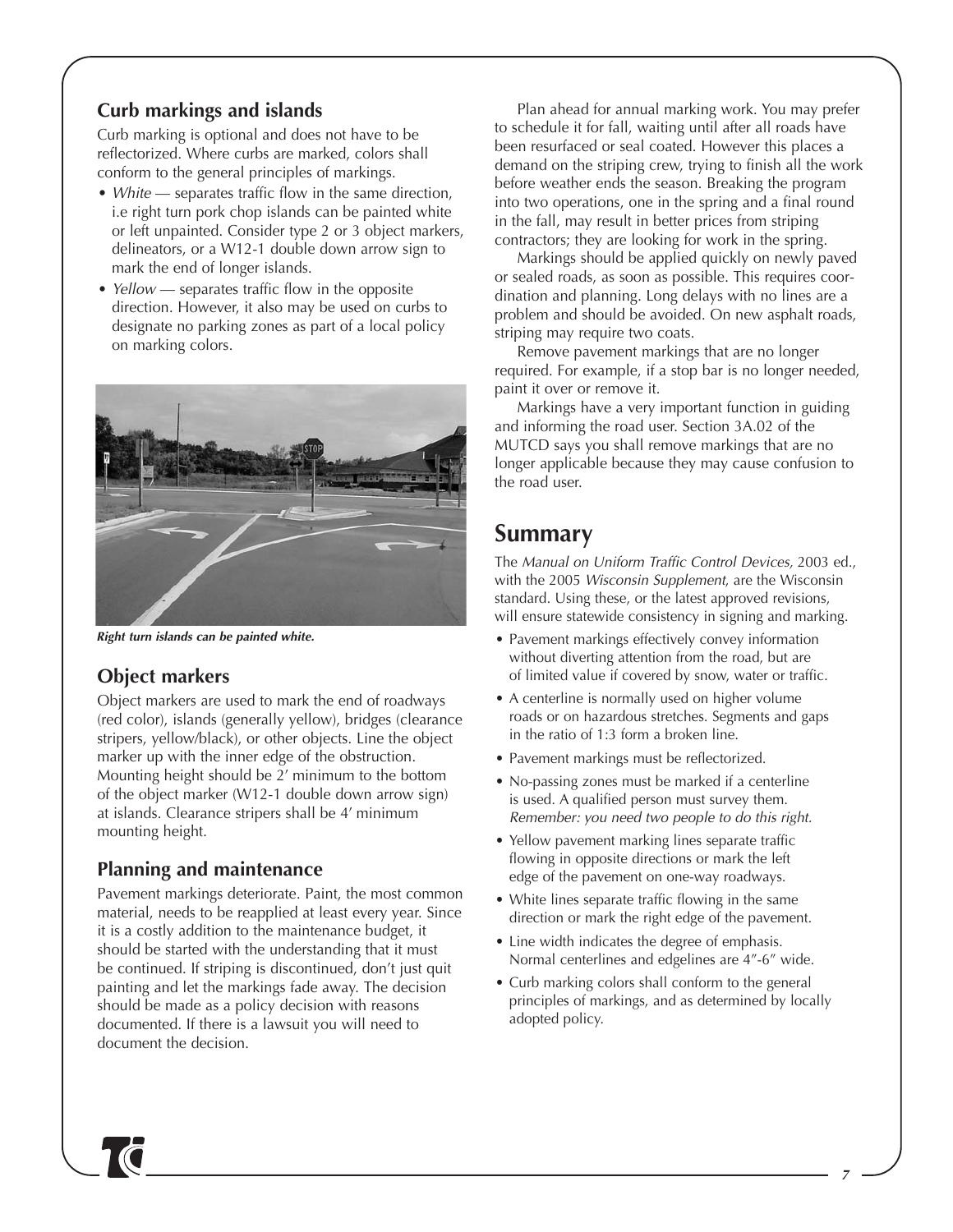### Curb markings and islands

Curb marking is optional and does not have to be reflectorized. Where curbs are marked, colors shall conform to the general principles of markings.

- *White* — separates traffic flow in the same direction, i.e right turn pork chop islands can be painted white or left unpainted. Consider type 2 or 3 object markers, delineators, or a W12-1 double down arrow sign to mark the end of longer islands.
- *Yellow* — separates traffic flow in the opposite direction. However, it also may be used on curbs to designate no parking zones as part of a local policy on marking colors.

***Right turn islands can be painted white.***

### Object markers

Object markers are used to mark the end of roadways (red color), islands (generally yellow), bridges (clearance stripers, yellow/black), or other objects. Line the object marker up with the inner edge of the obstruction. Mounting height should be 2′ minimum to the bottom of the object marker (W12-1 double down arrow sign) at islands. Clearance stripers shall be 4′ minimum mounting height.

### Planning and maintenance

Pavement markings deteriorate. Paint, the most common material, needs to be reapplied at least every year. Since it is a costly addition to the maintenance budget, it should be started with the understanding that it must be continued. If striping is discontinued, don't just quit painting and let the markings fade away. The decision should be made as a policy decision with reasons documented. If there is a lawsuit you will need to document the decision.

Plan ahead for annual marking work. You may prefer to schedule it for fall, waiting until after all roads have been resurfaced or seal coated. However this places a demand on the striping crew, trying to finish all the work before weather ends the season. Breaking the program into two operations, one in the spring and a final round in the fall, may result in better prices from striping contractors; they are looking for work in the spring.

Markings should be applied quickly on newly paved or sealed roads, as soon as possible. This requires coordination and planning. Long delays with no lines are a problem and should be avoided. On new asphalt roads, striping may require two coats.

Remove pavement markings that are no longer required. For example, if a stop bar is no longer needed, paint it over or remove it.

Markings have a very important function in guiding and informing the road user. Section 3A.02 of the MUTCD says you shall remove markings that are no longer applicable because they may cause confusion to the road user.

## Summary

The *Manual on Uniform Traffic Control Devices,* 2003 ed., with the 2005 *Wisconsin Supplement*, are the Wisconsin standard. Using these, or the latest approved revisions, will ensure statewide consistency in signing and marking.

- Pavement markings effectively convey information without diverting attention from the road, but are of limited value if covered by snow, water or traffic.
- A centerline is normally used on higher volume roads or on hazardous stretches. Segments and gaps in the ratio of 1:3 form a broken line.
- Pavement markings must be reflectorized.
- No-passing zones must be marked if a centerline is used. A qualified person must survey them. *Remember: you need two people to do this right.*
- Yellow pavement marking lines separate traffic flowing in opposite directions or mark the left edge of the pavement on one-way roadways.
- White lines separate traffic flowing in the same direction or mark the right edge of the pavement.
- Line width indicates the degree of emphasis. Normal centerlines and edgelines are 4″-6″ wide.
- Curb marking colors shall conform to the general principles of markings, and as determined by locally adopted policy.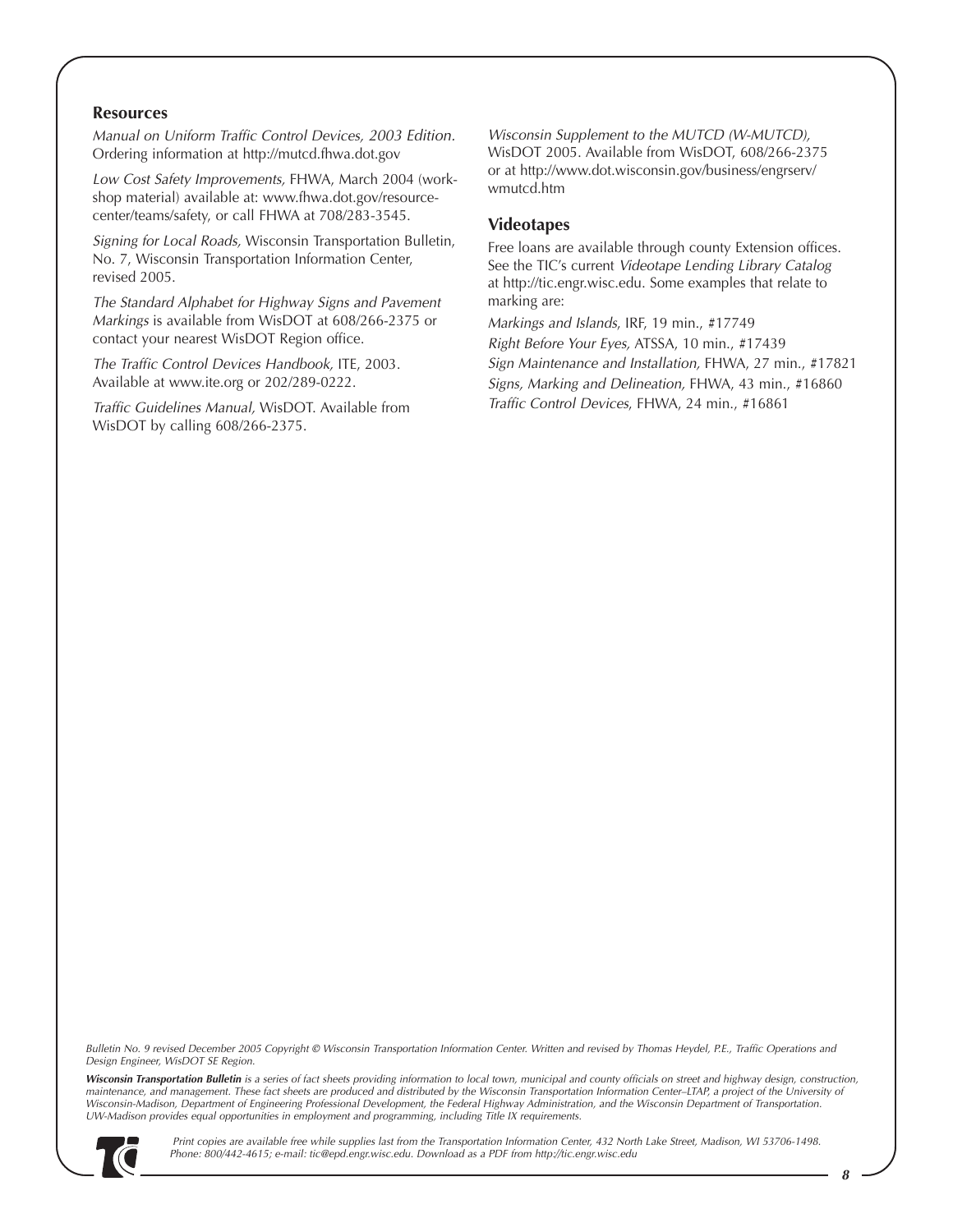## Resources

*Manual on Uniform Traffic Control Devices, 2003 Edition.* Ordering information at http://mutcd.fhwa.dot.gov

*Low Cost Safety Improvements,* FHWA, March 2004 (workshop material) available at: www.fhwa.dot.gov/resourcecenter/teams/safety, or call FHWA at 708/283-3545.

*Signing for Local Roads,* Wisconsin Transportation Bulletin, No. 7, Wisconsin Transportation Information Center, revised 2005.

*The Standard Alphabet for Highway Signs and Pavement Markings* is available from WisDOT at 608/266-2375 or contact your nearest WisDOT Region office.

*The Traffic Control Devices Handbook,* ITE, 2003. Available at www.ite.org or 202/289-0222.

*Traffic Guidelines Manual,* WisDOT. Available from WisDOT by calling 608/266-2375.

*Wisconsin Supplement to the MUTCD (W-MUTCD),* WisDOT 2005. Available from WisDOT, 608/266-2375 or at http://www.dot.wisconsin.gov/business/engrserv/wmutcd.htm

## Videotapes

Free loans are available through county Extension offices. See the TIC's current *Videotape Lending Library Catalog* at http://tic.engr.wisc.edu. Some examples that relate to marking are:

*Markings and Islands*, IRF, 19 min., #17749

*Right Before Your Eyes,* ATSSA, 10 min., #17439

*Sign Maintenance and Installation,* FHWA, 27 min., #17821

*Signs, Marking and Delineation,* FHWA, 43 min., #16860

*Traffic Control Devices*, FHWA, 24 min., #16861

*Bulletin No. 9 revised December 2005 Copyright © Wisconsin Transportation Information Center. Written and revised by Thomas Heydel, P.E., Traffic Operations and Design Engineer, WisDOT SE Region.*

***Wisconsin Transportation Bulletin*** *is a series of fact sheets providing information to local town, municipal and county officials on street and highway design, construction, maintenance, and management. These fact sheets are produced and distributed by the Wisconsin Transportation Information Center–LTAP, a project of the University of Wisconsin-Madison, Department of Engineering Professional Development, the Federal Highway Administration, and the Wisconsin Department of Transportation. UW-Madison provides equal opportunities in employment and programming, including Title IX requirements.*

*Print copies are available free while supplies last from the Transportation Information Center, 432 North Lake Street, Madison, WI 53706-1498. Phone: 800/442-4615; e-mail: tic@epd.engr.wisc.edu. Download as a PDF from http://tic.engr.wisc.edu*